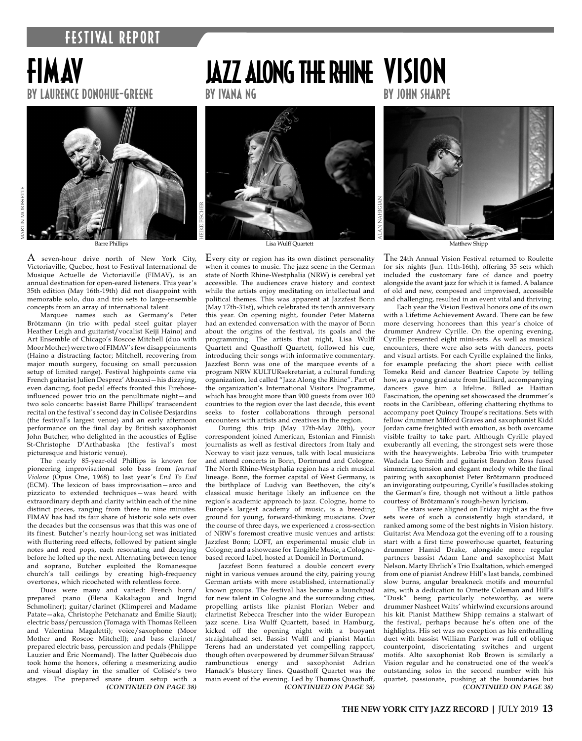FESTIVAL REPORT

# FIMAV

## BY LAURENCE DONOHUE-GREENE

MARTIN MORISSETTE

Barre Phillips

A seven-hour drive north of New York City, Victoriaville, Quebec, host to Festival International de Musique Actuelle de Victoriaville (FIMAV), is an annual destination for open-eared listeners. This year's 35th edition (May 16th-19th) did not disappoint with memorable solo, duo and trio sets to large-ensemble concepts from an array of international talent.

Marquee names such as Germany's Peter Brötzmann (in trio with pedal steel guitar player Heather Leigh and guitarist/vocalist Keiji Haino) and Art Ensemble of Chicago's Roscoe Mitchell (duo with Moor Mother) were two of FIMAV's few disappointments (Haino a distracting factor; Mitchell, recovering from major mouth surgery, focusing on small percussion setup of limited range). Festival highpoints came via French guitarist Julien Desprez' Abacaxi—his dizzying, even dancing, foot pedal effects fronted this Firehose-influenced power trio on the penultimate night—and two solo concerts: bassist Barre Phillips' transcendent recital on the festival's second day in Colisée Desjardins (the festival's largest venue) and an early afternoon performance on the final day by British saxophonist John Butcher, who delighted in the acoustics of Église St-Christophe D'Arthabaska (the festival's most picturesque and historic venue).

The nearly 85-year-old Phillips is known for pioneering improvisational solo bass from *Journal Violone* (Opus One, 1968) to last year's *End To End* (ECM). The lexicon of bass improvisation—arco and pizzicato to extended techniques—was heard with extraordinary depth and clarity within each of the nine distinct pieces, ranging from three to nine minutes. FIMAV has had its fair share of historic solo sets over the decades but the consensus was that this was one of its finest. Butcher's nearly hour-long set was initiated with fluttering reed effects, followed by patient single notes and reed pops, each resonating and decaying before he lofted up the next. Alternating between tenor and soprano, Butcher exploited the Romanesque church's tall ceilings by creating high-frequency overtones, which ricocheted with relentless force.

Duos were many and varied: French horn/prepared piano (Elena Kakaliagou and Ingrid Schmoliner); guitar/clarinet (Klimperei and Madame Patate—aka, Christophe Petchanatz and Émilie Siaut); electric bass/percussion (Tomaga with Thomas Relleen and Valentina Magaletti); voice/saxophone (Moor Mother and Roscoe Mitchell); and bass clarinet/prepared electric bass, percussion and pedals (Philippe Lauzier and Éric Normand). The latter Québécois duo took home the honors, offering a mesmerizing audio and visual display in the smaller of Colisée's two stages. The prepared snare drum setup with a

***(CONTINUED ON PAGE 38)***

# JAZZ ALONG THE RHINE

## BY IVANA NG

HEIKE FISCHER

Lisa Wulff Quartett

Every city or region has its own distinct personality when it comes to music. The jazz scene in the German state of North Rhine-Westphalia (NRW) is cerebral yet accessible. The audiences crave history and context while the artists enjoy meditating on intellectual and political themes. This was apparent at Jazzfest Bonn (May 17th-31st), which celebrated its tenth anniversary this year. On opening night, founder Peter Materna had an extended conversation with the mayor of Bonn about the origins of the festival, its goals and the programming. The artists that night, Lisa Wulff Quartett and Quasthoff Quartett, followed his cue, introducing their songs with informative commentary. Jazzfest Bonn was one of the marquee events of a program NRW KULTURsekretariat, a cultural funding organization, led called "Jazz Along the Rhine". Part of the organization's International Visitors Programme, which has brought more than 900 guests from over 100 countries to the region over the last decade, this event seeks to foster collaborations through personal encounters with artists and creatives in the region.

During this trip (May 17th-May 20th), your correspondent joined American, Estonian and Finnish journalists as well as festival directors from Italy and Norway to visit jazz venues, talk with local musicians and attend concerts in Bonn, Dortmund and Cologne. The North Rhine-Westphalia region has a rich musical lineage. Bonn, the former capital of West Germany, is the birthplace of Ludvig van Beethoven, the city's classical music heritage likely an influence on the region's academic approach to jazz. Cologne, home to Europe's largest academy of music, is a breeding ground for young, forward-thinking musicians. Over the course of three days, we experienced a cross-section of NRW's foremost creative music venues and artists: Jazzfest Bonn; LOFT, an experimental music club in Cologne; and a showcase for Tangible Music, a Cologne-based record label, hosted at Domicil in Dortmund.

Jazzfest Bonn featured a double concert every night in various venues around the city, pairing young German artists with more established, internationally known groups. The festival has become a launchpad for new talent in Cologne and the surrounding cities, propelling artists like pianist Florian Weber and clarinetist Rebecca Trescher into the wider European jazz scene. Lisa Wulff Quartett, based in Hamburg, kicked off the opening night with a buoyant straightahead set. Bassist Wulff and pianist Martin Terens had an understated yet compelling rapport, though often overpowered by drummer Silvan Strauss' rambunctious energy and saxophonist Adrian Hanack's blustery lines. Quasthoff Quartet was the main event of the evening. Led by Thomas Quasthoff,

***(CONTINUED ON PAGE 38)***

# VISION

## BY JOHN SHARPE

ALAN NAHIGIAN

Matthew Shipp

The 24th Annual Vision Festival returned to Roulette for six nights (Jun. 11th-16th), offering 35 sets which included the customary fare of dance and poetry alongside the avant jazz for which it is famed. A balance of old and new, composed and improvised, accessible and challenging, resulted in an event vital and thriving.

Each year the Vision Festival honors one of its own with a Lifetime Achievement Award. There can be few more deserving honorees than this year's choice of drummer Andrew Cyrille. On the opening evening, Cyrille presented eight mini-sets. As well as musical encounters, there were also sets with dancers, poets and visual artists. For each Cyrille explained the links, for example prefacing the short piece with cellist Tomeka Reid and dancer Beatrice Capote by telling how, as a young graduate from Juilliard, accompanying dancers gave him a lifeline. Billed as Haitian Fascination, the opening set showcased the drummer's roots in the Caribbean, offering chattering rhythms to accompany poet Quincy Troupe's recitations. Sets with fellow drummer Milford Graves and saxophonist Kidd Jordan came freighted with emotion, as both overcame visible frailty to take part. Although Cyrille played exuberantly all evening, the strongest sets were those with the heavyweights. Lebroba Trio with trumpeter Wadada Leo Smith and guitarist Brandon Ross fused simmering tension and elegant melody while the final pairing with saxophonist Peter Brötzmann produced an invigorating outpouring, Cyrille's fusillades stoking the German's fire, though not without a little pathos courtesy of Brötzmann's rough-hewn lyricism.

The stars were aligned on Friday night as the five sets were of such a consistently high standard, it ranked among some of the best nights in Vision history. Guitarist Ava Mendoza got the evening off to a rousing start with a first time powerhouse quartet, featuring drummer Hamid Drake, alongside more regular partners bassist Adam Lane and saxophonist Matt Nelson. Marty Ehrlich's Trio Exaltation, which emerged from one of pianist Andrew Hill's last bands, combined slow burns, angular breakneck motifs and mournful airs, with a dedication to Ornette Coleman and Hill's "Dusk" being particularly noteworthy, as were drummer Nasheet Waits' whirlwind excursions around his kit. Pianist Matthew Shipp remains a stalwart of the festival, perhaps because he's often one of the highlights. His set was no exception as his enthralling duet with bassist William Parker was full of oblique counterpoint, disorientating switches and urgent motifs. Alto saxophonist Rob Brown is similarly a Vision regular and he constructed one of the week's outstanding solos in the second number with his quartet, passionate, pushing at the boundaries but

***(CONTINUED ON PAGE 38)***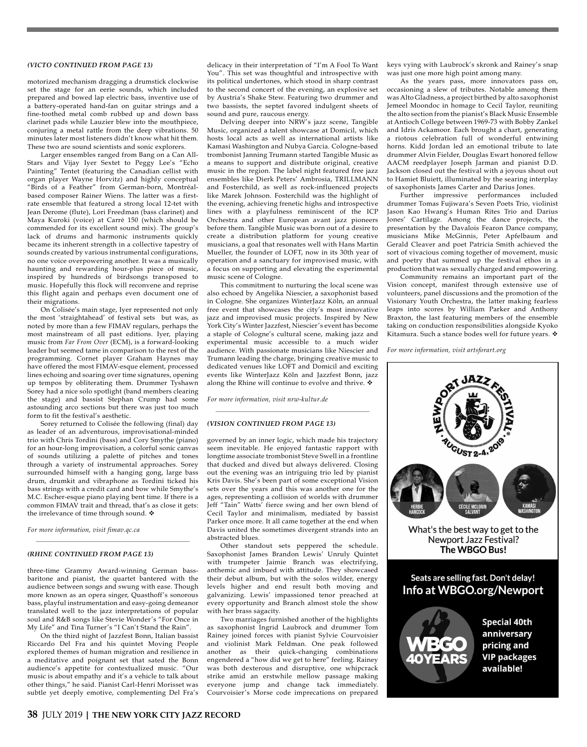*(VICTO CONTINUED FROM PAGE 13)*

motorized mechanism dragging a drumstick clockwise set the stage for an eerie sounds, which included prepared and bowed lap electric bass, inventive use of a battery-operated hand-fan on guitar strings and a fine-toothed metal comb rubbed up and down bass clarinet pads while Lauzier blew into the mouthpiece, conjuring a metal rattle from the deep vibrations. 50 minutes later most listeners didn't know what hit them. These two are sound scientists and sonic explorers.

Larger ensembles ranged from Bang on a Can All-Stars and Vijay Iyer Sextet to Peggy Lee's "Echo Painting" Tentet (featuring the Canadian cellist with organ player Wayne Horvitz) and highly conceptual "Birds of a Feather" from German-born, Montréal-based composer Rainer Wiens. The latter was a first-rate ensemble that featured a strong local 12-tet with Jean Derome (flute), Lori Freedman (bass clarinet) and Maya Kuroki (voice) at Carré 150 (which should be commended for its excellent sound mix). The group's lack of drums and harmonic instruments quickly became its inherent strength in a collective tapestry of sounds created by various instrumental configurations, no one voice overpowering another. It was a musically haunting and rewarding hour-plus piece of music, inspired by hundreds of birdsongs transposed to music. Hopefully this flock will reconvene and reprise this flight again and perhaps even document one of their migrations.

On Colisée's main stage, Iyer represented not only the most 'straightahead' of festival sets but was, as noted by more than a few FIMAV regulars, perhaps the most mainstream of all past editions. Iyer, playing music from *Far From Over* (ECM), is a forward-looking leader but seemed tame in comparison to the rest of the programming. Cornet player Graham Haynes may have offered the most FIMAV-esque element, processed lines echoing and soaring over time signatures, opening up tempos by obliterating them. Drummer Tyshawn Sorey had a nice solo spotlight (band members clearing the stage) and bassist Stephan Crump had some astounding arco sections but there was just too much form to fit the festival's aesthetic.

Sorey returned to Colisée the following (final) day as leader of an adventurous, improvisational-minded trio with Chris Tordini (bass) and Cory Smythe (piano) for an hour-long improvisation, a colorful sonic canvas of sounds utilizing a palette of pitches and tones through a variety of instrumental approaches. Sorey surrounded himself with a hanging gong, large bass drum, drumkit and vibraphone as Tordini ticked his bass strings with a credit card and bow while Smythe's M.C. Escher-esque piano playing bent time. If there is a common FIMAV trait and thread, that's as close it gets: the irrelevance of time through sound. ❖

*For more information, visit fimav.qc.ca*

*(RHINE CONTINUED FROM PAGE 13)*

three-time Grammy Award-winning German bass-baritone and pianist, the quartet bantered with the audience between songs and swung with ease. Though more known as an opera singer, Quasthoff's sonorous bass, playful instrumentation and easy-going demeanor translated well to the jazz interpretations of popular soul and R&B songs like Stevie Wonder's "For Once in My Life" and Tina Turner's "I Can't Stand the Rain".

On the third night of Jazzfest Bonn, Italian bassist Riccardo Del Fra and his quintet Moving People explored themes of human migration and resilience in a meditative and poignant set that sated the Bonn audience's appetite for contextualized music. "Our music is about empathy and it's a vehicle to talk about other things," he said. Pianist Carl-Henri Morisset was subtle yet deeply emotive, complementing Del Fra's delicacy in their interpretation of "I'm A Fool To Want You". This set was thoughtful and introspective with its political undertones, which stood in sharp contrast to the second concert of the evening, an explosive set by Austria's Shake Stew. Featuring two drummer and two bassists, the septet favored indulgent sheets of sound and pure, raucous energy.

Delving deeper into NRW's jazz scene, Tangible Music, organized a talent showcase at Domicil, which hosts local acts as well as international artists like Kamasi Washington and Nubya Garcia. Cologne-based trombonist Janning Trumann started Tangible Music as a means to support and distribute original, creative music in the region. The label night featured free jazz ensembles like Dierk Peters' Ambrosia, TRILLMANN and Fosterchild, as well as rock-influenced projects like Marek Johnson. Fosterchild was the highlight of the evening, achieving frenetic highs and introspective lines with a playfulness reminiscent of the ICP Orchestra and other European avant jazz pioneers before them. Tangible Music was born out of a desire to create a distribution platform for young creative musicians, a goal that resonates well with Hans Martin Mueller, the founder of LOFT, now in its 30th year of operation and a sanctuary for improvised music, with a focus on supporting and elevating the experimental music scene of Cologne.

This commitment to nurturing the local scene was also echoed by Angelika Niescier, a saxophonist based in Cologne. She organizes WinterJazz Köln, an annual free event that showcases the city's most innovative jazz and improvised music projects. Inspired by New York City's Winter Jazzfest, Niescier's event has become a staple of Cologne's cultural scene, making jazz and experimental music accessible to a much wider audience. With passionate musicians like Niescier and Trumann leading the charge, bringing creative music to dedicated venues like LOFT and Domicil and exciting events like WinterJazz Köln and Jazzfest Bonn, jazz along the Rhine will continue to evolve and thrive. ❖

*For more information, visit nrw-kultur.de*

*(VISION CONTINUED FROM PAGE 13)*

governed by an inner logic, which made his trajectory seem inevitable. He enjoyed fantastic rapport with longtime associate trombonist Steve Swell in a frontline that ducked and dived but always delivered. Closing out the evening was an intriguing trio led by pianist Kris Davis. She's been part of some exceptional Vision sets over the years and this was another one for the ages, representing a collision of worlds with drummer Jeff "Tain" Watts' fierce swing and her own blend of Cecil Taylor and minimalism, mediated by bassist Parker once more. It all came together at the end when Davis united the sometimes divergent strands into an abstracted blues.

Other standout sets peppered the schedule. Saxophonist James Brandon Lewis' Unruly Quintet with trumpeter Jaimie Branch was electrifying, anthemic and imbued with attitude. They showcased their debut album, but with the solos wilder, energy levels higher and end result both moving and galvanizing. Lewis' impassioned tenor preached at every opportunity and Branch almost stole the show with her brass sagacity.

Two marriages furnished another of the highlights as saxophonist Ingrid Laubrock and drummer Tom Rainey joined forces with pianist Sylvie Courvoisier and violinist Mark Feldman. One peak followed another as their quick-changing combinations engendered a "how did we get to here" feeling. Rainey was both dexterous and disruptive, one whipcrack strike amid an erstwhile mellow passage making everyone jump and change tack immediately. Courvoisier's Morse code imprecations on prepared keys vying with Laubrock's skronk and Rainey's snap was just one more high point among many.

As the years pass, more innovators pass on, occasioning a slew of tributes. Notable among them was Alto Gladness, a project birthed by alto saxophonist Jemeel Moondoc in homage to Cecil Taylor, reuniting the alto section from the pianist's Black Music Ensemble at Antioch College between 1969-73 with Bobby Zankel and Idris Ackamoor. Each brought a chart, generating a riotous celebration full of wonderful entwining horns. Kidd Jordan led an emotional tribute to late drummer Alvin Fielder, Douglas Ewart honored fellow AACM reedplayer Joseph Jarman and pianist D.D. Jackson closed out the festival with a joyous shout out to Hamiet Bluiett, illuminated by the searing interplay of saxophonists James Carter and Darius Jones.

Further impressive performances included drummer Tomas Fujiwara's Seven Poets Trio, violinist Jason Kao Hwang's Human Rites Trio and Darius Jones' Cartilage. Among the dance projects, the presentation by the Davalois Fearon Dance company, musicians Mike McGinnis, Peter Apfelbaum and Gerald Cleaver and poet Patricia Smith achieved the sort of vivacious coming together of movement, music and poetry that summed up the festival ethos in a production that was sexually charged and empowering.

Community remains an important part of the Vision concept, manifest through extensive use of volunteers, panel discussions and the promotion of the Visionary Youth Orchestra, the latter making fearless leaps into scores by William Parker and Anthony Braxton, the last featuring members of the ensemble taking on conduction responsibilities alongside Kyoko Kitamura. Such a stance bodes well for future years. ❖

*For more information, visit artsforart.org*

NEWPORT JAZZ FESTIVAL® · AUGUST 2-4, 2019

HERBIE HANCOCK · CÉCILE MCLORIN SALVANT · KAMASI WASHINGTON

What's the best way to get to the Newport Jazz Festival?
**The WBGO Bus!**

**Seats are selling fast. Don't delay!**
**Info at WBGO.org/Newport**

WBGO 40 YEARS

**Special 40th anniversary pricing and VIP packages available!**